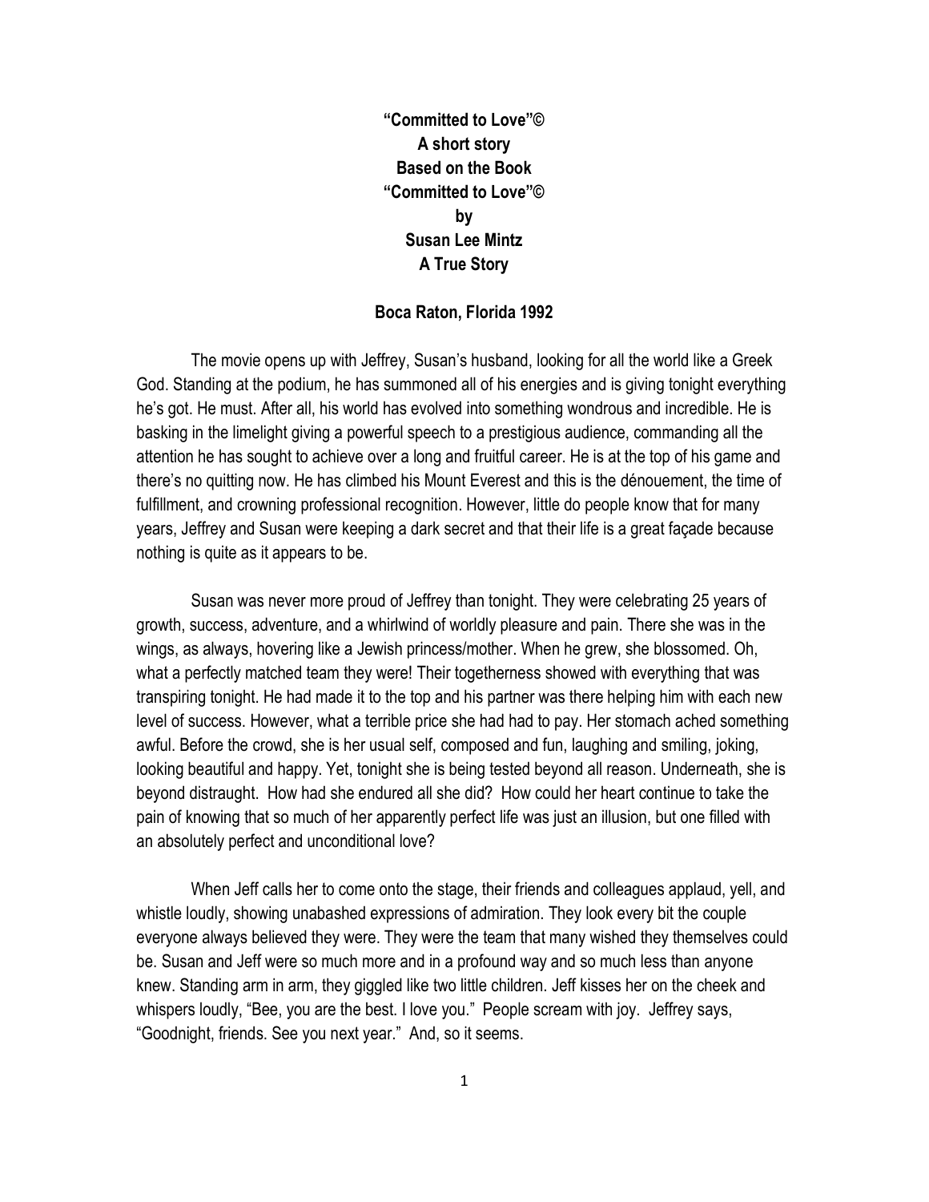**"Committed to Love"©**
**A short story**
**Based on the Book**
**"Committed to Love"©**
**by**
**Susan Lee Mintz**
**A True Story**

**Boca Raton, Florida 1992**

The movie opens up with Jeffrey, Susan's husband, looking for all the world like a Greek God. Standing at the podium, he has summoned all of his energies and is giving tonight everything he's got. He must. After all, his world has evolved into something wondrous and incredible. He is basking in the limelight giving a powerful speech to a prestigious audience, commanding all the attention he has sought to achieve over a long and fruitful career. He is at the top of his game and there's no quitting now. He has climbed his Mount Everest and this is the dénouement, the time of fulfillment, and crowning professional recognition. However, little do people know that for many years, Jeffrey and Susan were keeping a dark secret and that their life is a great façade because nothing is quite as it appears to be.

Susan was never more proud of Jeffrey than tonight. They were celebrating 25 years of growth, success, adventure, and a whirlwind of worldly pleasure and pain. There she was in the wings, as always, hovering like a Jewish princess/mother. When he grew, she blossomed. Oh, what a perfectly matched team they were! Their togetherness showed with everything that was transpiring tonight. He had made it to the top and his partner was there helping him with each new level of success. However, what a terrible price she had had to pay. Her stomach ached something awful. Before the crowd, she is her usual self, composed and fun, laughing and smiling, joking, looking beautiful and happy. Yet, tonight she is being tested beyond all reason. Underneath, she is beyond distraught. How had she endured all she did? How could her heart continue to take the pain of knowing that so much of her apparently perfect life was just an illusion, but one filled with an absolutely perfect and unconditional love?

When Jeff calls her to come onto the stage, their friends and colleagues applaud, yell, and whistle loudly, showing unabashed expressions of admiration. They look every bit the couple everyone always believed they were. They were the team that many wished they themselves could be. Susan and Jeff were so much more and in a profound way and so much less than anyone knew. Standing arm in arm, they giggled like two little children. Jeff kisses her on the cheek and whispers loudly, "Bee, you are the best. I love you." People scream with joy. Jeffrey says, "Goodnight, friends. See you next year." And, so it seems.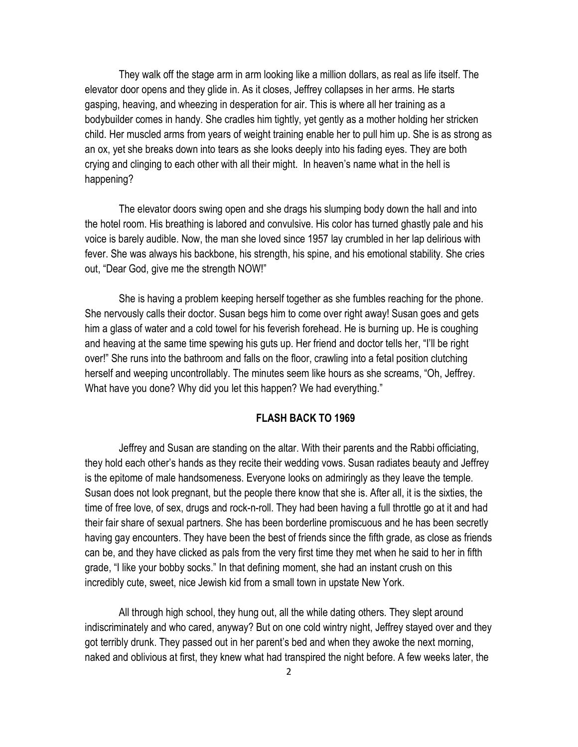They walk off the stage arm in arm looking like a million dollars, as real as life itself. The elevator door opens and they glide in. As it closes, Jeffrey collapses in her arms. He starts gasping, heaving, and wheezing in desperation for air. This is where all her training as a bodybuilder comes in handy. She cradles him tightly, yet gently as a mother holding her stricken child. Her muscled arms from years of weight training enable her to pull him up. She is as strong as an ox, yet she breaks down into tears as she looks deeply into his fading eyes. They are both crying and clinging to each other with all their might. In heaven's name what in the hell is happening?

The elevator doors swing open and she drags his slumping body down the hall and into the hotel room. His breathing is labored and convulsive. His color has turned ghastly pale and his voice is barely audible. Now, the man she loved since 1957 lay crumbled in her lap delirious with fever. She was always his backbone, his strength, his spine, and his emotional stability. She cries out, "Dear God, give me the strength NOW!"

She is having a problem keeping herself together as she fumbles reaching for the phone. She nervously calls their doctor. Susan begs him to come over right away! Susan goes and gets him a glass of water and a cold towel for his feverish forehead. He is burning up. He is coughing and heaving at the same time spewing his guts up. Her friend and doctor tells her, "I'll be right over!" She runs into the bathroom and falls on the floor, crawling into a fetal position clutching herself and weeping uncontrollably. The minutes seem like hours as she screams, "Oh, Jeffrey. What have you done? Why did you let this happen? We had everything."

## FLASH BACK TO 1969

Jeffrey and Susan are standing on the altar. With their parents and the Rabbi officiating, they hold each other's hands as they recite their wedding vows. Susan radiates beauty and Jeffrey is the epitome of male handsomeness. Everyone looks on admiringly as they leave the temple. Susan does not look pregnant, but the people there know that she is. After all, it is the sixties, the time of free love, of sex, drugs and rock-n-roll. They had been having a full throttle go at it and had their fair share of sexual partners. She has been borderline promiscuous and he has been secretly having gay encounters. They have been the best of friends since the fifth grade, as close as friends can be, and they have clicked as pals from the very first time they met when he said to her in fifth grade, "I like your bobby socks." In that defining moment, she had an instant crush on this incredibly cute, sweet, nice Jewish kid from a small town in upstate New York.

All through high school, they hung out, all the while dating others. They slept around indiscriminately and who cared, anyway? But on one cold wintry night, Jeffrey stayed over and they got terribly drunk. They passed out in her parent's bed and when they awoke the next morning, naked and oblivious at first, they knew what had transpired the night before. A few weeks later, the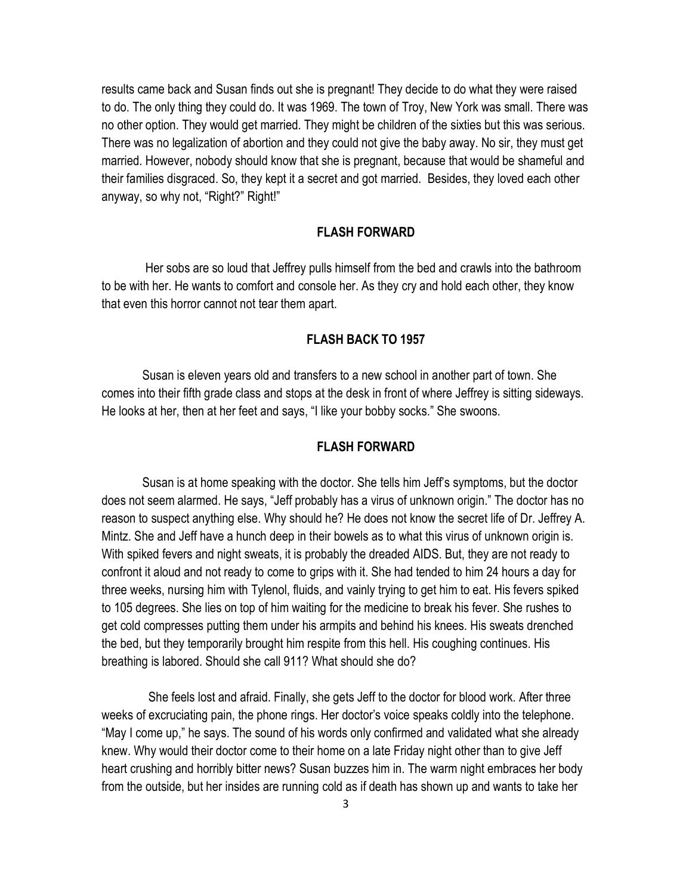results came back and Susan finds out she is pregnant! They decide to do what they were raised to do. The only thing they could do. It was 1969. The town of Troy, New York was small. There was no other option. They would get married. They might be children of the sixties but this was serious. There was no legalization of abortion and they could not give the baby away. No sir, they must get married. However, nobody should know that she is pregnant, because that would be shameful and their families disgraced. So, they kept it a secret and got married. Besides, they loved each other anyway, so why not, "Right?" Right!"

**FLASH FORWARD**

Her sobs are so loud that Jeffrey pulls himself from the bed and crawls into the bathroom to be with her. He wants to comfort and console her. As they cry and hold each other, they know that even this horror cannot not tear them apart.

**FLASH BACK TO 1957**

Susan is eleven years old and transfers to a new school in another part of town. She comes into their fifth grade class and stops at the desk in front of where Jeffrey is sitting sideways. He looks at her, then at her feet and says, "I like your bobby socks." She swoons.

**FLASH FORWARD**

Susan is at home speaking with the doctor. She tells him Jeff's symptoms, but the doctor does not seem alarmed. He says, "Jeff probably has a virus of unknown origin." The doctor has no reason to suspect anything else. Why should he? He does not know the secret life of Dr. Jeffrey A. Mintz. She and Jeff have a hunch deep in their bowels as to what this virus of unknown origin is. With spiked fevers and night sweats, it is probably the dreaded AIDS. But, they are not ready to confront it aloud and not ready to come to grips with it. She had tended to him 24 hours a day for three weeks, nursing him with Tylenol, fluids, and vainly trying to get him to eat. His fevers spiked to 105 degrees. She lies on top of him waiting for the medicine to break his fever. She rushes to get cold compresses putting them under his armpits and behind his knees. His sweats drenched the bed, but they temporarily brought him respite from this hell. His coughing continues. His breathing is labored. Should she call 911? What should she do?

She feels lost and afraid. Finally, she gets Jeff to the doctor for blood work. After three weeks of excruciating pain, the phone rings. Her doctor's voice speaks coldly into the telephone. "May I come up," he says. The sound of his words only confirmed and validated what she already knew. Why would their doctor come to their home on a late Friday night other than to give Jeff heart crushing and horribly bitter news? Susan buzzes him in. The warm night embraces her body from the outside, but her insides are running cold as if death has shown up and wants to take her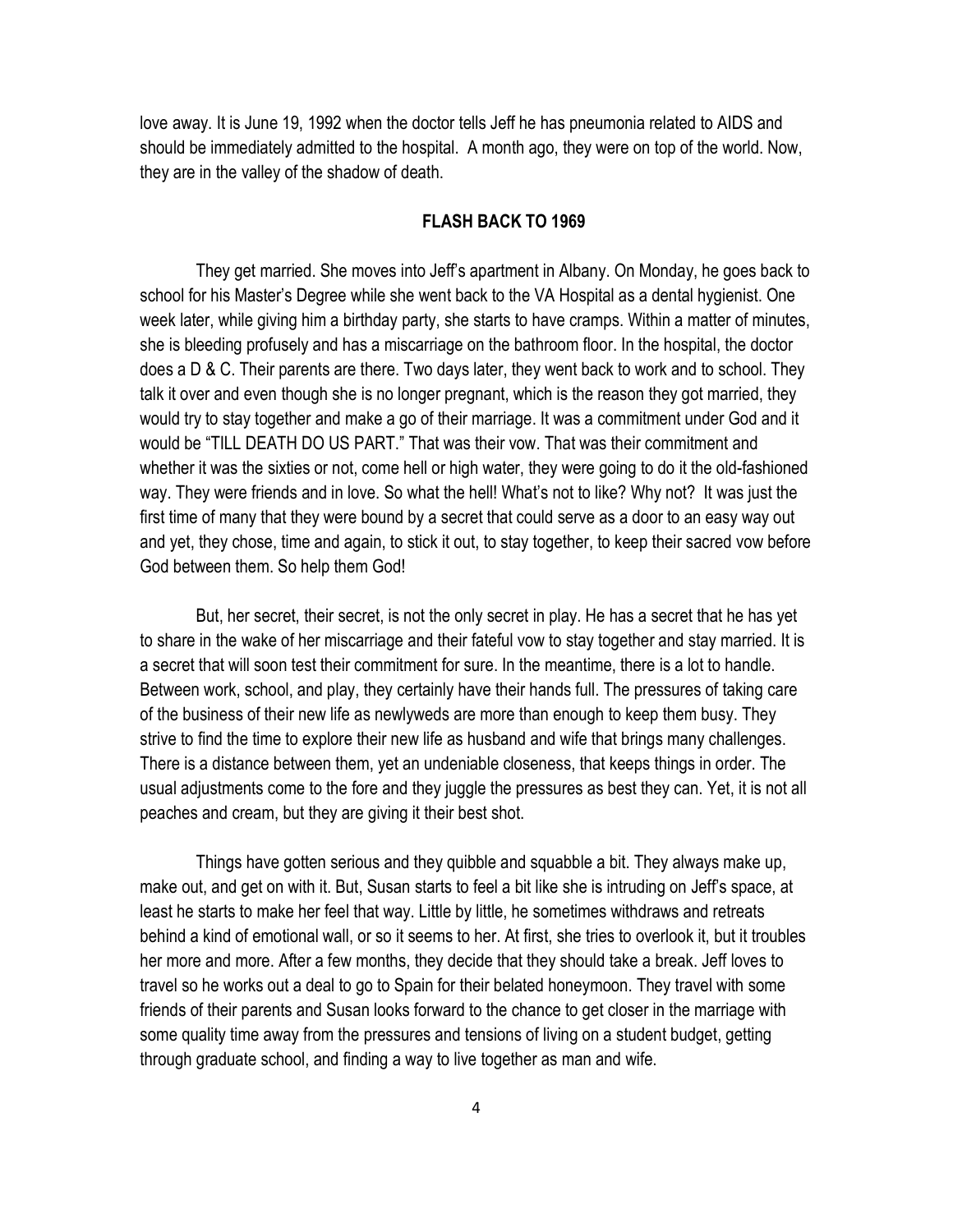love away. It is June 19, 1992 when the doctor tells Jeff he has pneumonia related to AIDS and should be immediately admitted to the hospital. A month ago, they were on top of the world. Now, they are in the valley of the shadow of death.

### FLASH BACK TO 1969

They get married. She moves into Jeff's apartment in Albany. On Monday, he goes back to school for his Master's Degree while she went back to the VA Hospital as a dental hygienist. One week later, while giving him a birthday party, she starts to have cramps. Within a matter of minutes, she is bleeding profusely and has a miscarriage on the bathroom floor. In the hospital, the doctor does a D & C. Their parents are there. Two days later, they went back to work and to school. They talk it over and even though she is no longer pregnant, which is the reason they got married, they would try to stay together and make a go of their marriage. It was a commitment under God and it would be "TILL DEATH DO US PART." That was their vow. That was their commitment and whether it was the sixties or not, come hell or high water, they were going to do it the old-fashioned way. They were friends and in love. So what the hell! What's not to like? Why not? It was just the first time of many that they were bound by a secret that could serve as a door to an easy way out and yet, they chose, time and again, to stick it out, to stay together, to keep their sacred vow before God between them. So help them God!

But, her secret, their secret, is not the only secret in play. He has a secret that he has yet to share in the wake of her miscarriage and their fateful vow to stay together and stay married. It is a secret that will soon test their commitment for sure. In the meantime, there is a lot to handle. Between work, school, and play, they certainly have their hands full. The pressures of taking care of the business of their new life as newlyweds are more than enough to keep them busy. They strive to find the time to explore their new life as husband and wife that brings many challenges. There is a distance between them, yet an undeniable closeness, that keeps things in order. The usual adjustments come to the fore and they juggle the pressures as best they can. Yet, it is not all peaches and cream, but they are giving it their best shot.

Things have gotten serious and they quibble and squabble a bit. They always make up, make out, and get on with it. But, Susan starts to feel a bit like she is intruding on Jeff's space, at least he starts to make her feel that way. Little by little, he sometimes withdraws and retreats behind a kind of emotional wall, or so it seems to her. At first, she tries to overlook it, but it troubles her more and more. After a few months, they decide that they should take a break. Jeff loves to travel so he works out a deal to go to Spain for their belated honeymoon. They travel with some friends of their parents and Susan looks forward to the chance to get closer in the marriage with some quality time away from the pressures and tensions of living on a student budget, getting through graduate school, and finding a way to live together as man and wife.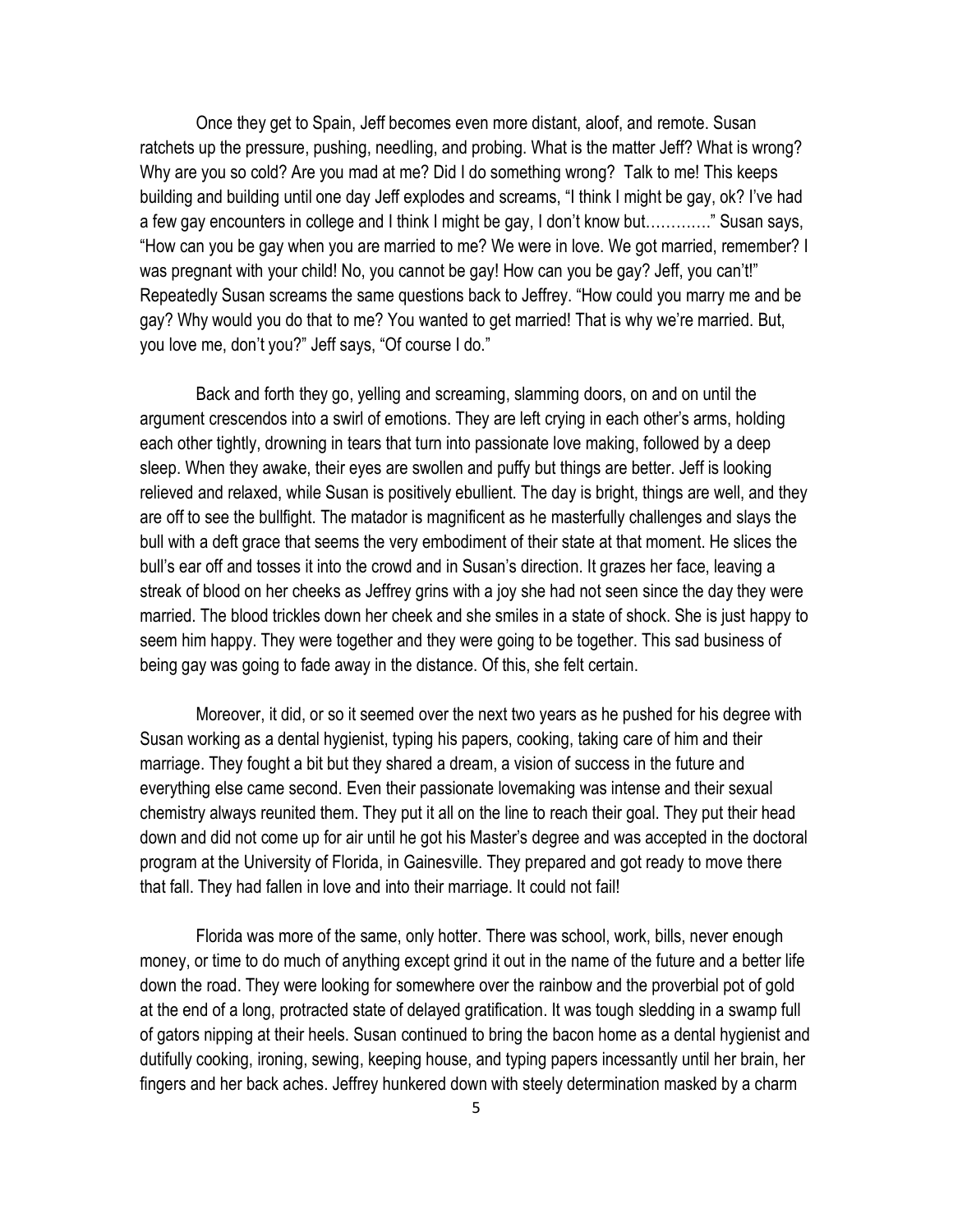Once they get to Spain, Jeff becomes even more distant, aloof, and remote. Susan ratchets up the pressure, pushing, needling, and probing. What is the matter Jeff? What is wrong? Why are you so cold? Are you mad at me? Did I do something wrong? Talk to me! This keeps building and building until one day Jeff explodes and screams, "I think I might be gay, ok? I've had a few gay encounters in college and I think I might be gay, I don't know but…………" Susan says, "How can you be gay when you are married to me? We were in love. We got married, remember? I was pregnant with your child! No, you cannot be gay! How can you be gay? Jeff, you can't!" Repeatedly Susan screams the same questions back to Jeffrey. "How could you marry me and be gay? Why would you do that to me? You wanted to get married! That is why we're married. But, you love me, don't you?" Jeff says, "Of course I do."

Back and forth they go, yelling and screaming, slamming doors, on and on until the argument crescendos into a swirl of emotions. They are left crying in each other's arms, holding each other tightly, drowning in tears that turn into passionate love making, followed by a deep sleep. When they awake, their eyes are swollen and puffy but things are better. Jeff is looking relieved and relaxed, while Susan is positively ebullient. The day is bright, things are well, and they are off to see the bullfight. The matador is magnificent as he masterfully challenges and slays the bull with a deft grace that seems the very embodiment of their state at that moment. He slices the bull's ear off and tosses it into the crowd and in Susan's direction. It grazes her face, leaving a streak of blood on her cheeks as Jeffrey grins with a joy she had not seen since the day they were married. The blood trickles down her cheek and she smiles in a state of shock. She is just happy to seem him happy. They were together and they were going to be together. This sad business of being gay was going to fade away in the distance. Of this, she felt certain.

Moreover, it did, or so it seemed over the next two years as he pushed for his degree with Susan working as a dental hygienist, typing his papers, cooking, taking care of him and their marriage. They fought a bit but they shared a dream, a vision of success in the future and everything else came second. Even their passionate lovemaking was intense and their sexual chemistry always reunited them. They put it all on the line to reach their goal. They put their head down and did not come up for air until he got his Master's degree and was accepted in the doctoral program at the University of Florida, in Gainesville. They prepared and got ready to move there that fall. They had fallen in love and into their marriage. It could not fail!

Florida was more of the same, only hotter. There was school, work, bills, never enough money, or time to do much of anything except grind it out in the name of the future and a better life down the road. They were looking for somewhere over the rainbow and the proverbial pot of gold at the end of a long, protracted state of delayed gratification. It was tough sledding in a swamp full of gators nipping at their heels. Susan continued to bring the bacon home as a dental hygienist and dutifully cooking, ironing, sewing, keeping house, and typing papers incessantly until her brain, her fingers and her back aches. Jeffrey hunkered down with steely determination masked by a charm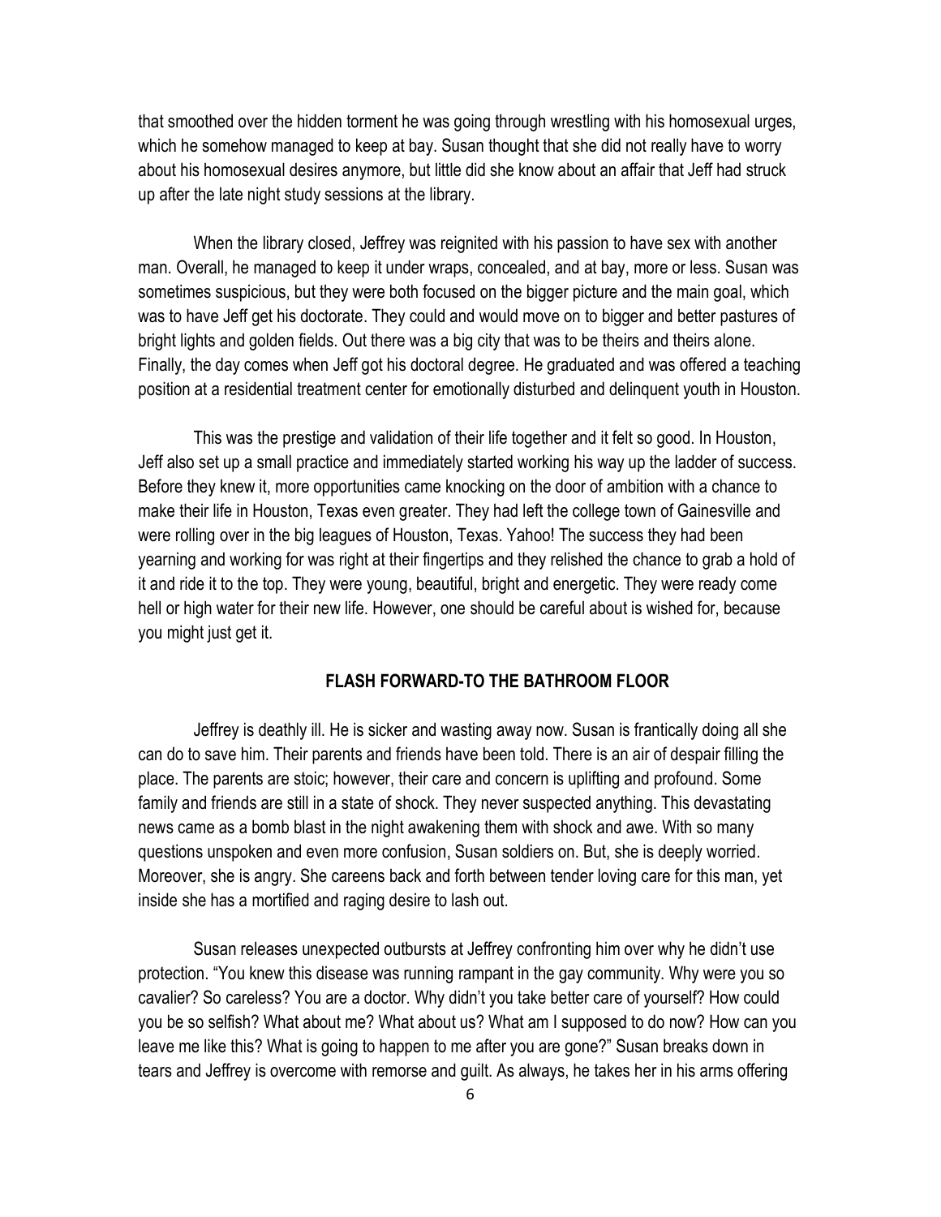that smoothed over the hidden torment he was going through wrestling with his homosexual urges, which he somehow managed to keep at bay. Susan thought that she did not really have to worry about his homosexual desires anymore, but little did she know about an affair that Jeff had struck up after the late night study sessions at the library.

When the library closed, Jeffrey was reignited with his passion to have sex with another man. Overall, he managed to keep it under wraps, concealed, and at bay, more or less. Susan was sometimes suspicious, but they were both focused on the bigger picture and the main goal, which was to have Jeff get his doctorate. They could and would move on to bigger and better pastures of bright lights and golden fields. Out there was a big city that was to be theirs and theirs alone. Finally, the day comes when Jeff got his doctoral degree. He graduated and was offered a teaching position at a residential treatment center for emotionally disturbed and delinquent youth in Houston.

This was the prestige and validation of their life together and it felt so good. In Houston, Jeff also set up a small practice and immediately started working his way up the ladder of success. Before they knew it, more opportunities came knocking on the door of ambition with a chance to make their life in Houston, Texas even greater. They had left the college town of Gainesville and were rolling over in the big leagues of Houston, Texas. Yahoo! The success they had been yearning and working for was right at their fingertips and they relished the chance to grab a hold of it and ride it to the top. They were young, beautiful, bright and energetic. They were ready come hell or high water for their new life. However, one should be careful about is wished for, because you might just get it.

## FLASH FORWARD-TO THE BATHROOM FLOOR

Jeffrey is deathly ill. He is sicker and wasting away now. Susan is frantically doing all she can do to save him. Their parents and friends have been told. There is an air of despair filling the place. The parents are stoic; however, their care and concern is uplifting and profound. Some family and friends are still in a state of shock. They never suspected anything. This devastating news came as a bomb blast in the night awakening them with shock and awe. With so many questions unspoken and even more confusion, Susan soldiers on. But, she is deeply worried. Moreover, she is angry. She careens back and forth between tender loving care for this man, yet inside she has a mortified and raging desire to lash out.

Susan releases unexpected outbursts at Jeffrey confronting him over why he didn't use protection. "You knew this disease was running rampant in the gay community. Why were you so cavalier? So careless? You are a doctor. Why didn't you take better care of yourself? How could you be so selfish? What about me? What about us? What am I supposed to do now? How can you leave me like this? What is going to happen to me after you are gone?" Susan breaks down in tears and Jeffrey is overcome with remorse and guilt. As always, he takes her in his arms offering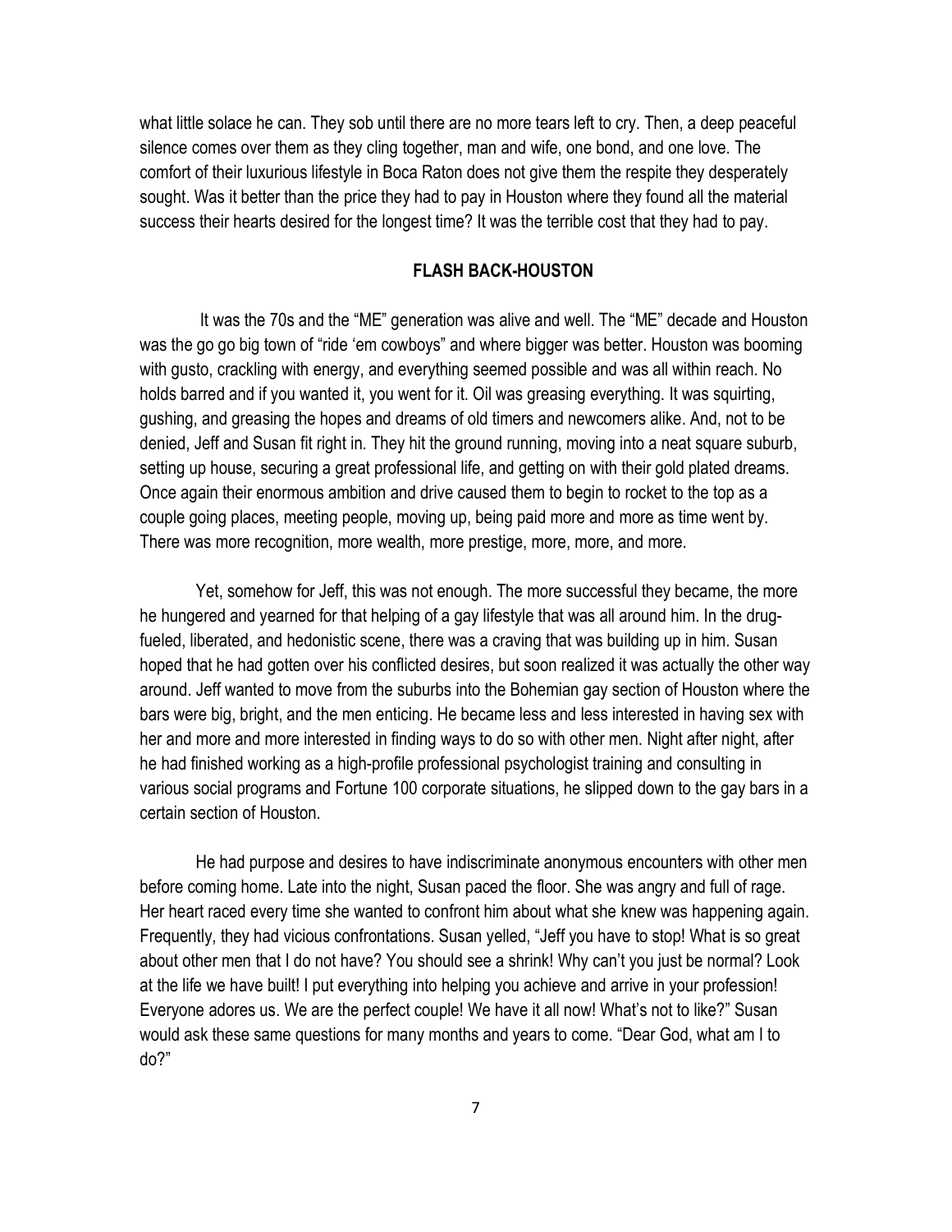what little solace he can. They sob until there are no more tears left to cry. Then, a deep peaceful silence comes over them as they cling together, man and wife, one bond, and one love. The comfort of their luxurious lifestyle in Boca Raton does not give them the respite they desperately sought. Was it better than the price they had to pay in Houston where they found all the material success their hearts desired for the longest time? It was the terrible cost that they had to pay.

## FLASH BACK-HOUSTON

It was the 70s and the "ME" generation was alive and well. The "ME" decade and Houston was the go go big town of "ride 'em cowboys" and where bigger was better. Houston was booming with gusto, crackling with energy, and everything seemed possible and was all within reach. No holds barred and if you wanted it, you went for it. Oil was greasing everything. It was squirting, gushing, and greasing the hopes and dreams of old timers and newcomers alike. And, not to be denied, Jeff and Susan fit right in. They hit the ground running, moving into a neat square suburb, setting up house, securing a great professional life, and getting on with their gold plated dreams. Once again their enormous ambition and drive caused them to begin to rocket to the top as a couple going places, meeting people, moving up, being paid more and more as time went by. There was more recognition, more wealth, more prestige, more, more, and more.

Yet, somehow for Jeff, this was not enough. The more successful they became, the more he hungered and yearned for that helping of a gay lifestyle that was all around him. In the drug-fueled, liberated, and hedonistic scene, there was a craving that was building up in him. Susan hoped that he had gotten over his conflicted desires, but soon realized it was actually the other way around. Jeff wanted to move from the suburbs into the Bohemian gay section of Houston where the bars were big, bright, and the men enticing. He became less and less interested in having sex with her and more and more interested in finding ways to do so with other men. Night after night, after he had finished working as a high-profile professional psychologist training and consulting in various social programs and Fortune 100 corporate situations, he slipped down to the gay bars in a certain section of Houston.

He had purpose and desires to have indiscriminate anonymous encounters with other men before coming home. Late into the night, Susan paced the floor. She was angry and full of rage. Her heart raced every time she wanted to confront him about what she knew was happening again. Frequently, they had vicious confrontations. Susan yelled, "Jeff you have to stop! What is so great about other men that I do not have? You should see a shrink! Why can't you just be normal? Look at the life we have built! I put everything into helping you achieve and arrive in your profession! Everyone adores us. We are the perfect couple! We have it all now! What's not to like?" Susan would ask these same questions for many months and years to come. "Dear God, what am I to do?"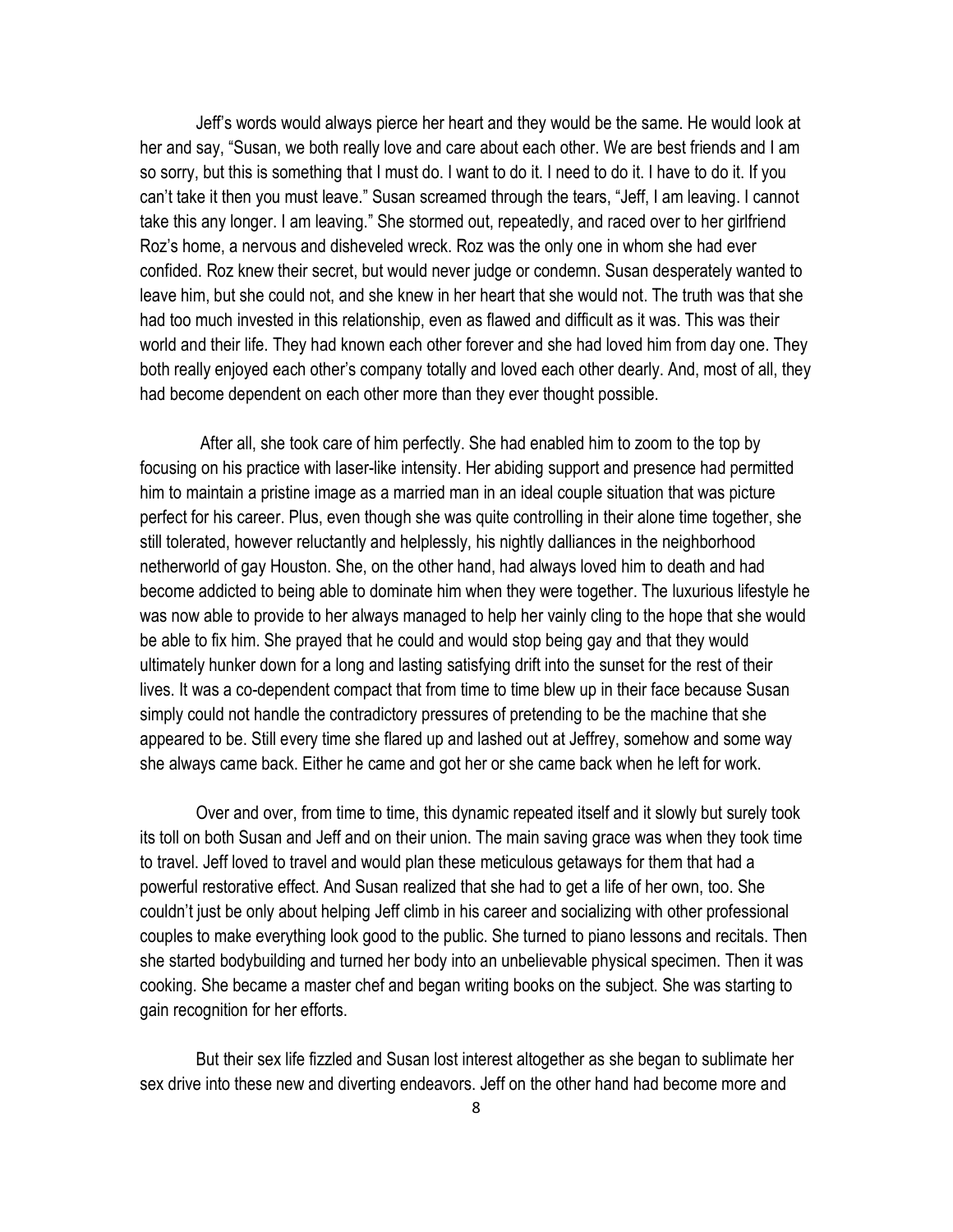Jeff's words would always pierce her heart and they would be the same. He would look at her and say, "Susan, we both really love and care about each other. We are best friends and I am so sorry, but this is something that I must do. I want to do it. I need to do it. I have to do it. If you can't take it then you must leave." Susan screamed through the tears, "Jeff, I am leaving. I cannot take this any longer. I am leaving." She stormed out, repeatedly, and raced over to her girlfriend Roz's home, a nervous and disheveled wreck. Roz was the only one in whom she had ever confided. Roz knew their secret, but would never judge or condemn. Susan desperately wanted to leave him, but she could not, and she knew in her heart that she would not. The truth was that she had too much invested in this relationship, even as flawed and difficult as it was. This was their world and their life. They had known each other forever and she had loved him from day one. They both really enjoyed each other's company totally and loved each other dearly. And, most of all, they had become dependent on each other more than they ever thought possible.

After all, she took care of him perfectly. She had enabled him to zoom to the top by focusing on his practice with laser-like intensity. Her abiding support and presence had permitted him to maintain a pristine image as a married man in an ideal couple situation that was picture perfect for his career. Plus, even though she was quite controlling in their alone time together, she still tolerated, however reluctantly and helplessly, his nightly dalliances in the neighborhood netherworld of gay Houston. She, on the other hand, had always loved him to death and had become addicted to being able to dominate him when they were together. The luxurious lifestyle he was now able to provide to her always managed to help her vainly cling to the hope that she would be able to fix him. She prayed that he could and would stop being gay and that they would ultimately hunker down for a long and lasting satisfying drift into the sunset for the rest of their lives. It was a co-dependent compact that from time to time blew up in their face because Susan simply could not handle the contradictory pressures of pretending to be the machine that she appeared to be. Still every time she flared up and lashed out at Jeffrey, somehow and some way she always came back. Either he came and got her or she came back when he left for work.

Over and over, from time to time, this dynamic repeated itself and it slowly but surely took its toll on both Susan and Jeff and on their union. The main saving grace was when they took time to travel. Jeff loved to travel and would plan these meticulous getaways for them that had a powerful restorative effect. And Susan realized that she had to get a life of her own, too. She couldn't just be only about helping Jeff climb in his career and socializing with other professional couples to make everything look good to the public. She turned to piano lessons and recitals. Then she started bodybuilding and turned her body into an unbelievable physical specimen. Then it was cooking. She became a master chef and began writing books on the subject. She was starting to gain recognition for her efforts.

But their sex life fizzled and Susan lost interest altogether as she began to sublimate her sex drive into these new and diverting endeavors. Jeff on the other hand had become more and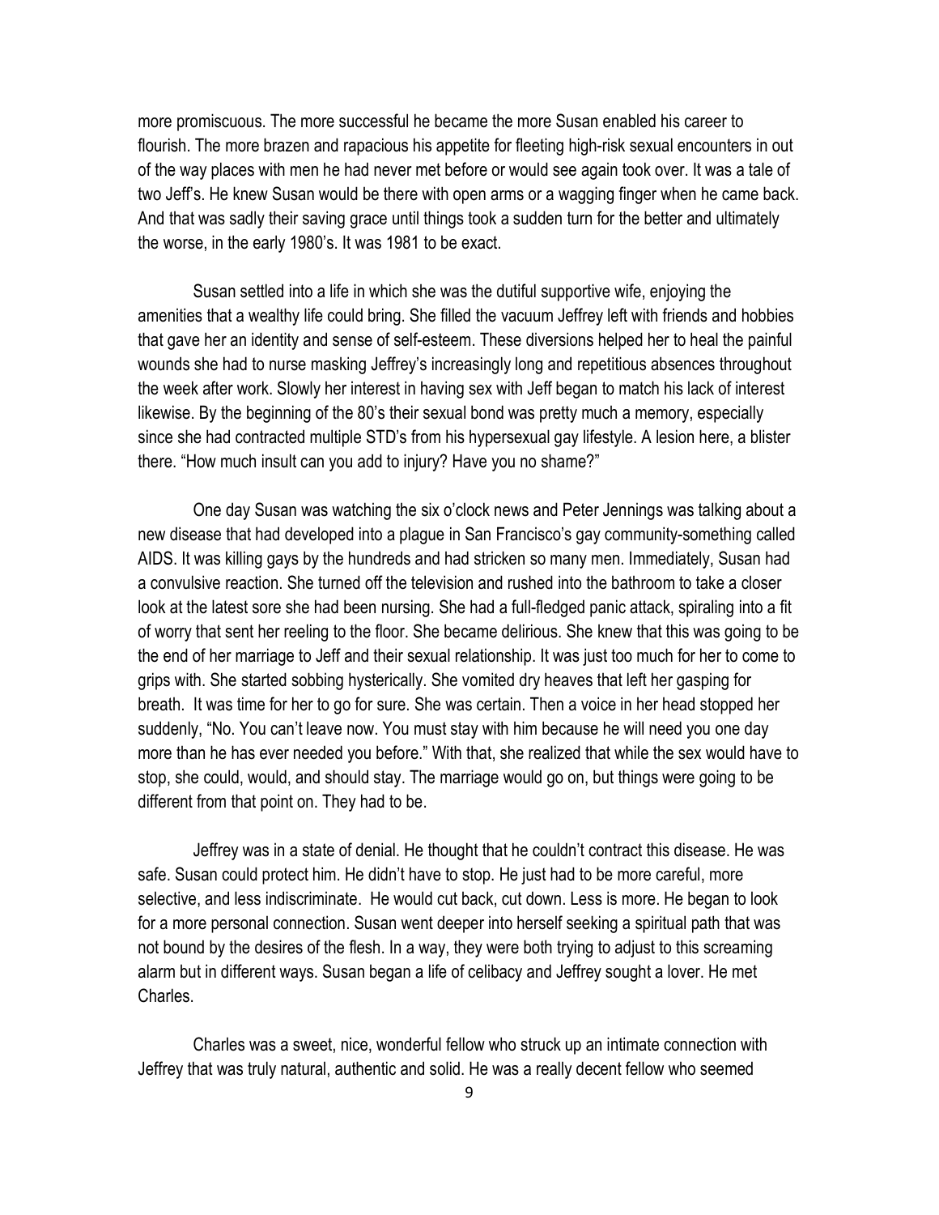more promiscuous. The more successful he became the more Susan enabled his career to flourish. The more brazen and rapacious his appetite for fleeting high-risk sexual encounters in out of the way places with men he had never met before or would see again took over. It was a tale of two Jeff's. He knew Susan would be there with open arms or a wagging finger when he came back. And that was sadly their saving grace until things took a sudden turn for the better and ultimately the worse, in the early 1980's. It was 1981 to be exact.

Susan settled into a life in which she was the dutiful supportive wife, enjoying the amenities that a wealthy life could bring. She filled the vacuum Jeffrey left with friends and hobbies that gave her an identity and sense of self-esteem. These diversions helped her to heal the painful wounds she had to nurse masking Jeffrey's increasingly long and repetitious absences throughout the week after work. Slowly her interest in having sex with Jeff began to match his lack of interest likewise. By the beginning of the 80's their sexual bond was pretty much a memory, especially since she had contracted multiple STD's from his hypersexual gay lifestyle. A lesion here, a blister there. "How much insult can you add to injury? Have you no shame?"

One day Susan was watching the six o'clock news and Peter Jennings was talking about a new disease that had developed into a plague in San Francisco's gay community-something called AIDS. It was killing gays by the hundreds and had stricken so many men. Immediately, Susan had a convulsive reaction. She turned off the television and rushed into the bathroom to take a closer look at the latest sore she had been nursing. She had a full-fledged panic attack, spiraling into a fit of worry that sent her reeling to the floor. She became delirious. She knew that this was going to be the end of her marriage to Jeff and their sexual relationship. It was just too much for her to come to grips with. She started sobbing hysterically. She vomited dry heaves that left her gasping for breath. It was time for her to go for sure. She was certain. Then a voice in her head stopped her suddenly, "No. You can't leave now. You must stay with him because he will need you one day more than he has ever needed you before." With that, she realized that while the sex would have to stop, she could, would, and should stay. The marriage would go on, but things were going to be different from that point on. They had to be.

Jeffrey was in a state of denial. He thought that he couldn't contract this disease. He was safe. Susan could protect him. He didn't have to stop. He just had to be more careful, more selective, and less indiscriminate. He would cut back, cut down. Less is more. He began to look for a more personal connection. Susan went deeper into herself seeking a spiritual path that was not bound by the desires of the flesh. In a way, they were both trying to adjust to this screaming alarm but in different ways. Susan began a life of celibacy and Jeffrey sought a lover. He met Charles.

Charles was a sweet, nice, wonderful fellow who struck up an intimate connection with Jeffrey that was truly natural, authentic and solid. He was a really decent fellow who seemed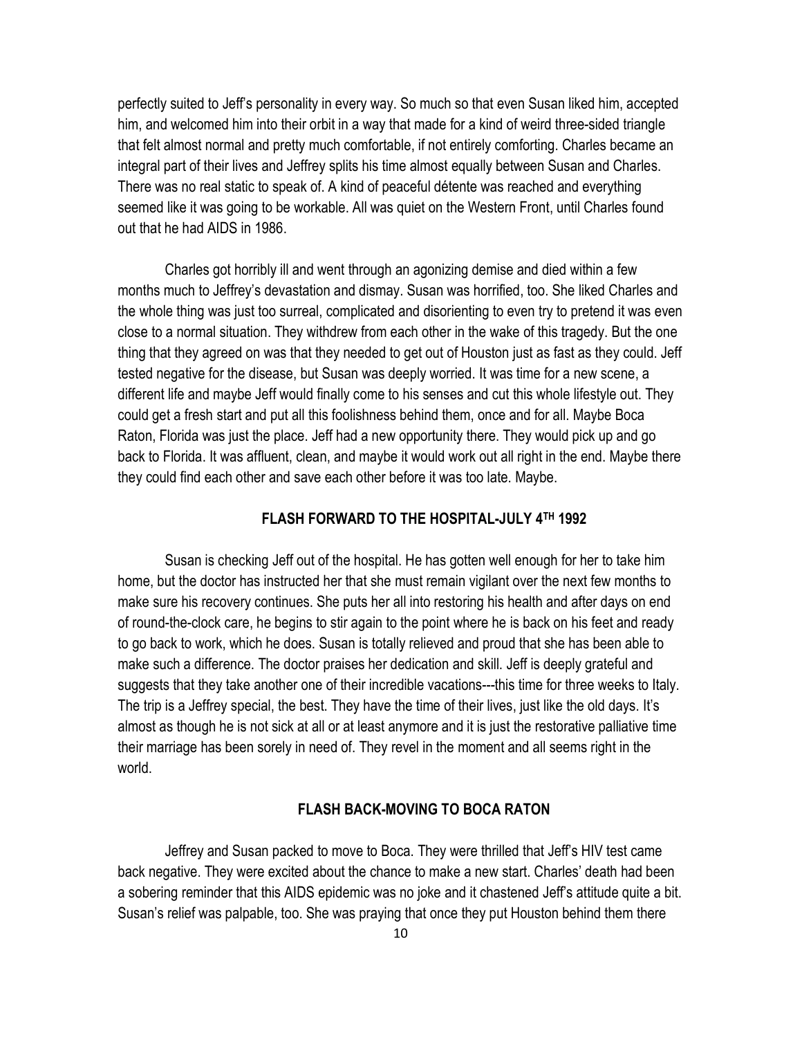perfectly suited to Jeff's personality in every way. So much so that even Susan liked him, accepted him, and welcomed him into their orbit in a way that made for a kind of weird three-sided triangle that felt almost normal and pretty much comfortable, if not entirely comforting. Charles became an integral part of their lives and Jeffrey splits his time almost equally between Susan and Charles. There was no real static to speak of. A kind of peaceful détente was reached and everything seemed like it was going to be workable. All was quiet on the Western Front, until Charles found out that he had AIDS in 1986.

Charles got horribly ill and went through an agonizing demise and died within a few months much to Jeffrey's devastation and dismay. Susan was horrified, too. She liked Charles and the whole thing was just too surreal, complicated and disorienting to even try to pretend it was even close to a normal situation. They withdrew from each other in the wake of this tragedy. But the one thing that they agreed on was that they needed to get out of Houston just as fast as they could. Jeff tested negative for the disease, but Susan was deeply worried. It was time for a new scene, a different life and maybe Jeff would finally come to his senses and cut this whole lifestyle out. They could get a fresh start and put all this foolishness behind them, once and for all. Maybe Boca Raton, Florida was just the place. Jeff had a new opportunity there. They would pick up and go back to Florida. It was affluent, clean, and maybe it would work out all right in the end. Maybe there they could find each other and save each other before it was too late. Maybe.

**FLASH FORWARD TO THE HOSPITAL-JULY 4TH 1992**

Susan is checking Jeff out of the hospital. He has gotten well enough for her to take him home, but the doctor has instructed her that she must remain vigilant over the next few months to make sure his recovery continues. She puts her all into restoring his health and after days on end of round-the-clock care, he begins to stir again to the point where he is back on his feet and ready to go back to work, which he does. Susan is totally relieved and proud that she has been able to make such a difference. The doctor praises her dedication and skill. Jeff is deeply grateful and suggests that they take another one of their incredible vacations---this time for three weeks to Italy. The trip is a Jeffrey special, the best. They have the time of their lives, just like the old days. It's almost as though he is not sick at all or at least anymore and it is just the restorative palliative time their marriage has been sorely in need of. They revel in the moment and all seems right in the world.

**FLASH BACK-MOVING TO BOCA RATON**

Jeffrey and Susan packed to move to Boca. They were thrilled that Jeff's HIV test came back negative. They were excited about the chance to make a new start. Charles' death had been a sobering reminder that this AIDS epidemic was no joke and it chastened Jeff's attitude quite a bit. Susan's relief was palpable, too. She was praying that once they put Houston behind them there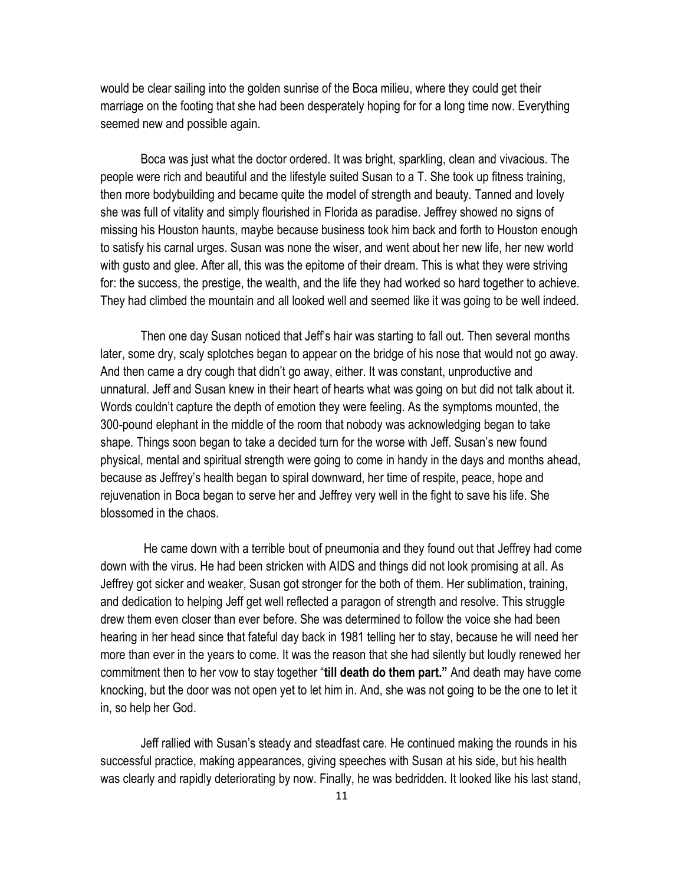would be clear sailing into the golden sunrise of the Boca milieu, where they could get their marriage on the footing that she had been desperately hoping for for a long time now. Everything seemed new and possible again.

Boca was just what the doctor ordered. It was bright, sparkling, clean and vivacious. The people were rich and beautiful and the lifestyle suited Susan to a T. She took up fitness training, then more bodybuilding and became quite the model of strength and beauty. Tanned and lovely she was full of vitality and simply flourished in Florida as paradise. Jeffrey showed no signs of missing his Houston haunts, maybe because business took him back and forth to Houston enough to satisfy his carnal urges. Susan was none the wiser, and went about her new life, her new world with gusto and glee. After all, this was the epitome of their dream. This is what they were striving for: the success, the prestige, the wealth, and the life they had worked so hard together to achieve. They had climbed the mountain and all looked well and seemed like it was going to be well indeed.

Then one day Susan noticed that Jeff's hair was starting to fall out. Then several months later, some dry, scaly splotches began to appear on the bridge of his nose that would not go away. And then came a dry cough that didn't go away, either. It was constant, unproductive and unnatural. Jeff and Susan knew in their heart of hearts what was going on but did not talk about it. Words couldn't capture the depth of emotion they were feeling. As the symptoms mounted, the 300-pound elephant in the middle of the room that nobody was acknowledging began to take shape. Things soon began to take a decided turn for the worse with Jeff. Susan's new found physical, mental and spiritual strength were going to come in handy in the days and months ahead, because as Jeffrey's health began to spiral downward, her time of respite, peace, hope and rejuvenation in Boca began to serve her and Jeffrey very well in the fight to save his life. She blossomed in the chaos.

He came down with a terrible bout of pneumonia and they found out that Jeffrey had come down with the virus. He had been stricken with AIDS and things did not look promising at all. As Jeffrey got sicker and weaker, Susan got stronger for the both of them. Her sublimation, training, and dedication to helping Jeff get well reflected a paragon of strength and resolve. This struggle drew them even closer than ever before. She was determined to follow the voice she had been hearing in her head since that fateful day back in 1981 telling her to stay, because he will need her more than ever in the years to come. It was the reason that she had silently but loudly renewed her commitment then to her vow to stay together "**till death do them part.**" And death may have come knocking, but the door was not open yet to let him in. And, she was not going to be the one to let it in, so help her God.

Jeff rallied with Susan's steady and steadfast care. He continued making the rounds in his successful practice, making appearances, giving speeches with Susan at his side, but his health was clearly and rapidly deteriorating by now. Finally, he was bedridden. It looked like his last stand,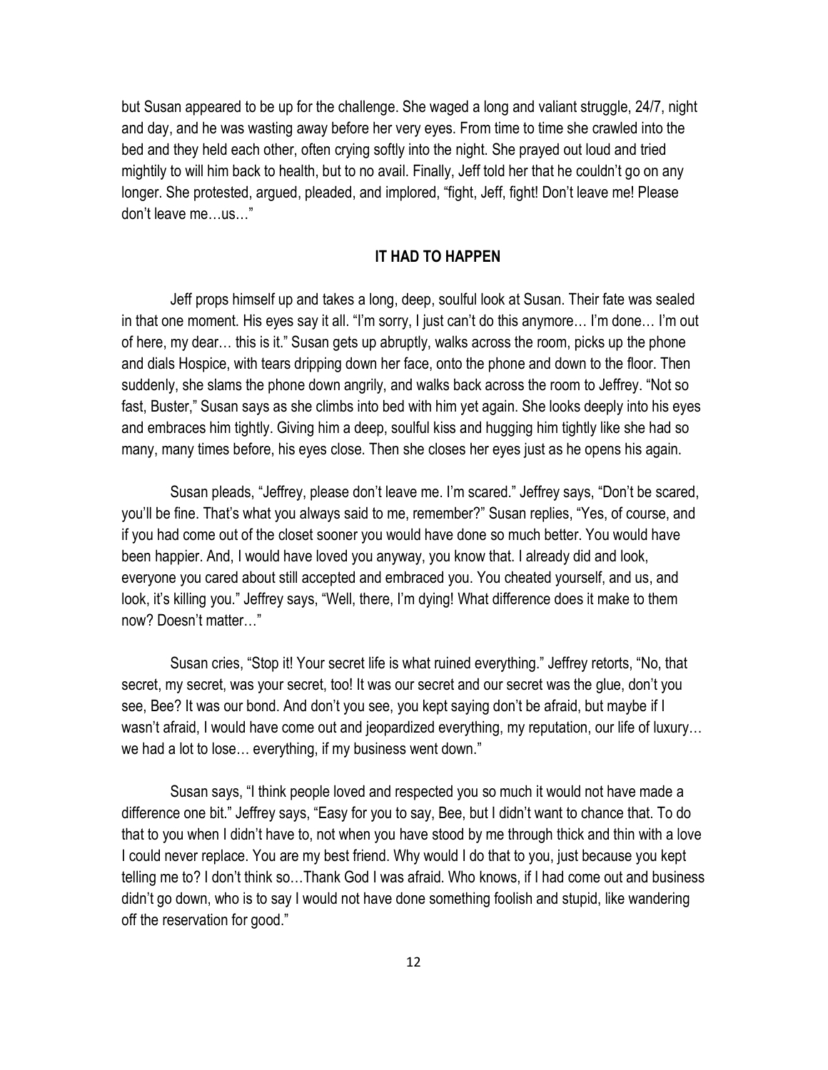but Susan appeared to be up for the challenge. She waged a long and valiant struggle, 24/7, night and day, and he was wasting away before her very eyes. From time to time she crawled into the bed and they held each other, often crying softly into the night. She prayed out loud and tried mightily to will him back to health, but to no avail. Finally, Jeff told her that he couldn't go on any longer. She protested, argued, pleaded, and implored, "fight, Jeff, fight! Don't leave me! Please don't leave me…us…"

## IT HAD TO HAPPEN

Jeff props himself up and takes a long, deep, soulful look at Susan. Their fate was sealed in that one moment. His eyes say it all. "I'm sorry, I just can't do this anymore… I'm done… I'm out of here, my dear… this is it." Susan gets up abruptly, walks across the room, picks up the phone and dials Hospice, with tears dripping down her face, onto the phone and down to the floor. Then suddenly, she slams the phone down angrily, and walks back across the room to Jeffrey. "Not so fast, Buster," Susan says as she climbs into bed with him yet again. She looks deeply into his eyes and embraces him tightly. Giving him a deep, soulful kiss and hugging him tightly like she had so many, many times before, his eyes close. Then she closes her eyes just as he opens his again.

Susan pleads, "Jeffrey, please don't leave me. I'm scared." Jeffrey says, "Don't be scared, you'll be fine. That's what you always said to me, remember?" Susan replies, "Yes, of course, and if you had come out of the closet sooner you would have done so much better. You would have been happier. And, I would have loved you anyway, you know that. I already did and look, everyone you cared about still accepted and embraced you. You cheated yourself, and us, and look, it's killing you." Jeffrey says, "Well, there, I'm dying! What difference does it make to them now? Doesn't matter…"

Susan cries, "Stop it! Your secret life is what ruined everything." Jeffrey retorts, "No, that secret, my secret, was your secret, too! It was our secret and our secret was the glue, don't you see, Bee? It was our bond. And don't you see, you kept saying don't be afraid, but maybe if I wasn't afraid, I would have come out and jeopardized everything, my reputation, our life of luxury… we had a lot to lose… everything, if my business went down."

Susan says, "I think people loved and respected you so much it would not have made a difference one bit." Jeffrey says, "Easy for you to say, Bee, but I didn't want to chance that. To do that to you when I didn't have to, not when you have stood by me through thick and thin with a love I could never replace. You are my best friend. Why would I do that to you, just because you kept telling me to? I don't think so…Thank God I was afraid. Who knows, if I had come out and business didn't go down, who is to say I would not have done something foolish and stupid, like wandering off the reservation for good."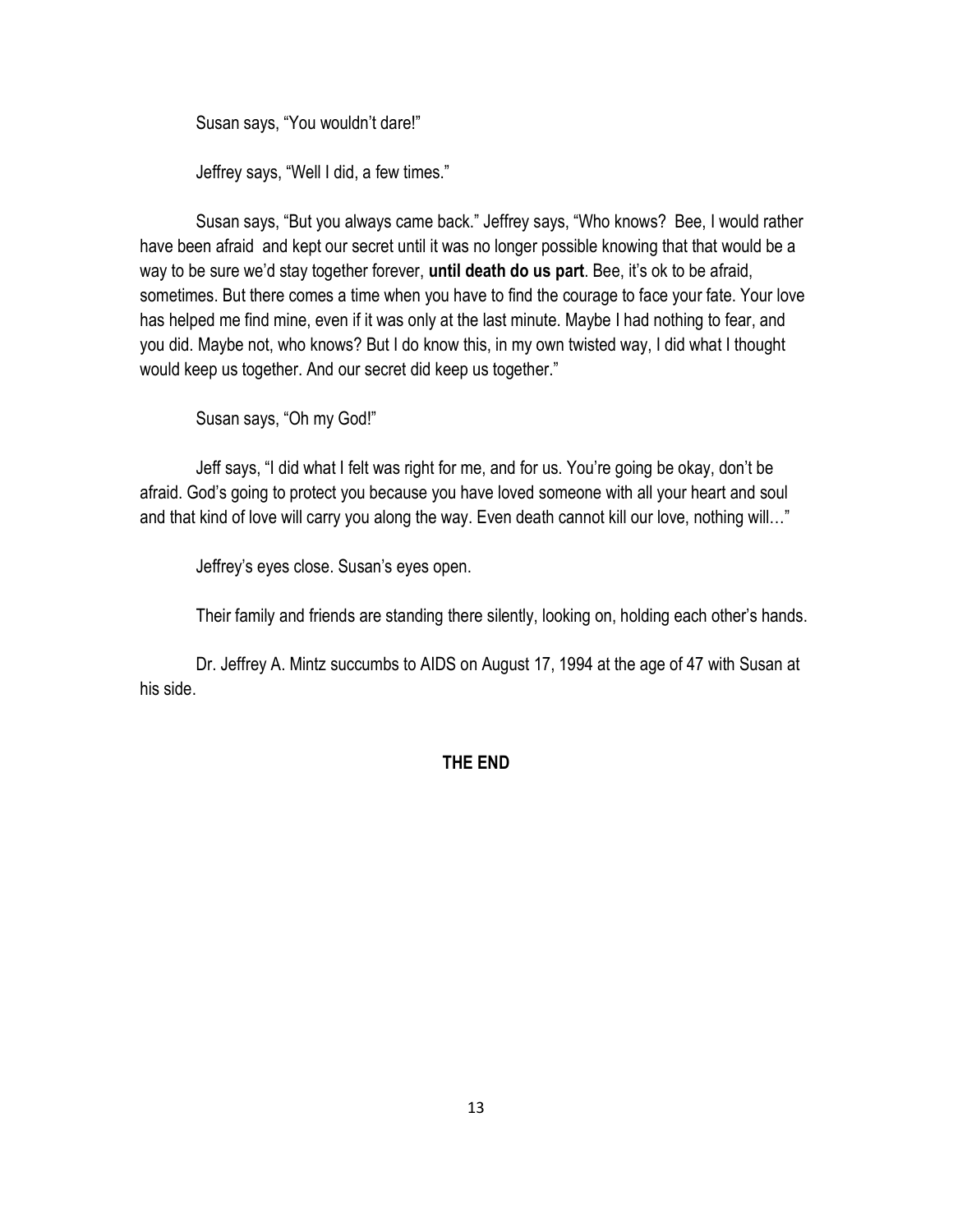Susan says, “You wouldn’t dare!”

Jeffrey says, “Well I did, a few times.”

Susan says, “But you always came back.” Jeffrey says, “Who knows? Bee, I would rather have been afraid and kept our secret until it was no longer possible knowing that that would be a way to be sure we’d stay together forever, **until death do us part**. Bee, it’s ok to be afraid, sometimes. But there comes a time when you have to find the courage to face your fate. Your love has helped me find mine, even if it was only at the last minute. Maybe I had nothing to fear, and you did. Maybe not, who knows? But I do know this, in my own twisted way, I did what I thought would keep us together. And our secret did keep us together.”

Susan says, “Oh my God!”

Jeff says, “I did what I felt was right for me, and for us. You’re going be okay, don’t be afraid. God’s going to protect you because you have loved someone with all your heart and soul and that kind of love will carry you along the way. Even death cannot kill our love, nothing will…”

Jeffrey’s eyes close. Susan’s eyes open.

Their family and friends are standing there silently, looking on, holding each other’s hands.

Dr. Jeffrey A. Mintz succumbs to AIDS on August 17, 1994 at the age of 47 with Susan at his side.

**THE END**